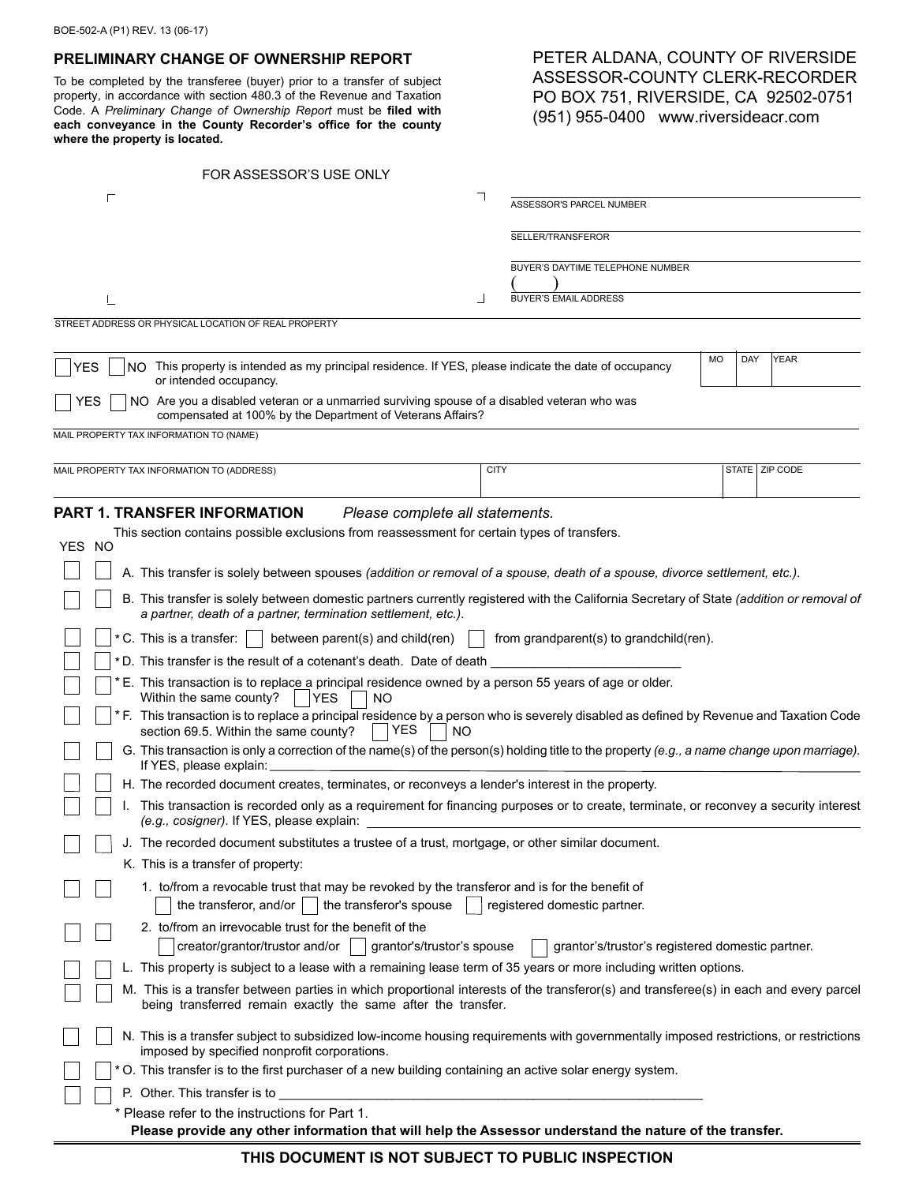BOE-502-A (P1) REV. 13 (06-17)

## PRELIMINARY CHANGE OF OWNERSHIP REPORT

To be completed by the transferee (buyer) prior to a transfer of subject property, in accordance with section 480.3 of the Revenue and Taxation Code. A *Preliminary Change of Ownership Report* must be **filed with each conveyance in the County Recorder's office for the county where the property is located.**

PETER ALDANA, COUNTY OF RIVERSIDE
ASSESSOR-COUNTY CLERK-RECORDER
PO BOX 751, RIVERSIDE, CA 92502-0751
(951) 955-0400 www.riversideacr.com

FOR ASSESSOR'S USE ONLY

ASSESSOR'S PARCEL NUMBER

SELLER/TRANSFEROR

BUYER'S DAYTIME TELEPHONE NUMBER
( )

BUYER'S EMAIL ADDRESS

STREET ADDRESS OR PHYSICAL LOCATION OF REAL PROPERTY

☐ YES ☐ NO This property is intended as my principal residence. If YES, please indicate the date of occupancy or intended occupancy.

| MO | DAY | YEAR |
|---|---|---|
| | | |

☐ YES ☐ NO Are you a disabled veteran or a unmarried surviving spouse of a disabled veteran who was compensated at 100% by the Department of Veterans Affairs?

MAIL PROPERTY TAX INFORMATION TO (NAME)

| MAIL PROPERTY TAX INFORMATION TO (ADDRESS) | CITY | STATE | ZIP CODE |
|---|---|---|---|
| | | | |

## PART 1. TRANSFER INFORMATION *Please complete all statements.*

This section contains possible exclusions from reassessment for certain types of transfers.

| YES | NO | |
|---|---|---|
| ☐ | ☐ | A. This transfer is solely between spouses *(addition or removal of a spouse, death of a spouse, divorce settlement, etc.)*. |
| ☐ | ☐ | B. This transfer is solely between domestic partners currently registered with the California Secretary of State *(addition or removal of a partner, death of a partner, termination settlement, etc.)*. |
| ☐ | ☐ | * C. This is a transfer: ☐ between parent(s) and child(ren) ☐ from grandparent(s) to grandchild(ren). |
| ☐ | ☐ | * D. This transfer is the result of a cotenant's death. Date of death ___________ |
| ☐ | ☐ | * E. This transaction is to replace a principal residence owned by a person 55 years of age or older. Within the same county? ☐ YES ☐ NO |
| ☐ | ☐ | * F. This transaction is to replace a principal residence by a person who is severely disabled as defined by Revenue and Taxation Code section 69.5. Within the same county? ☐ YES ☐ NO |
| ☐ | ☐ | G. This transaction is only a correction of the name(s) of the person(s) holding title to the property *(e.g., a name change upon marriage)*. If YES, please explain: ___________ |
| ☐ | ☐ | H. The recorded document creates, terminates, or reconveys a lender's interest in the property. |
| ☐ | ☐ | I. This transaction is recorded only as a requirement for financing purposes or to create, terminate, or reconvey a security interest *(e.g., cosigner)*. If YES, please explain: ___________ |
| ☐ | ☐ | J. The recorded document substitutes a trustee of a trust, mortgage, or other similar document. |
| | | K. This is a transfer of property: |
| ☐ | ☐ | 1. to/from a revocable trust that may be revoked by the transferor and is for the benefit of ☐ the transferor, and/or ☐ the transferor's spouse ☐ registered domestic partner. |
| ☐ | ☐ | 2. to/from an irrevocable trust for the benefit of the ☐ creator/grantor/trustor and/or ☐ grantor's/trustor's spouse ☐ grantor's/trustor's registered domestic partner. |
| ☐ | ☐ | L. This property is subject to a lease with a remaining lease term of 35 years or more including written options. |
| ☐ | ☐ | M. This is a transfer between parties in which proportional interests of the transferor(s) and transferee(s) in each and every parcel being transferred remain exactly the same after the transfer. |
| ☐ | ☐ | N. This is a transfer subject to subsidized low-income housing requirements with governmentally imposed restrictions, or restrictions imposed by specified nonprofit corporations. |
| ☐ | ☐ | * O. This transfer is to the first purchaser of a new building containing an active solar energy system. |
| ☐ | ☐ | P. Other. This transfer is to ___________ |

\* Please refer to the instructions for Part 1.

**Please provide any other information that will help the Assessor understand the nature of the transfer.**

**THIS DOCUMENT IS NOT SUBJECT TO PUBLIC INSPECTION**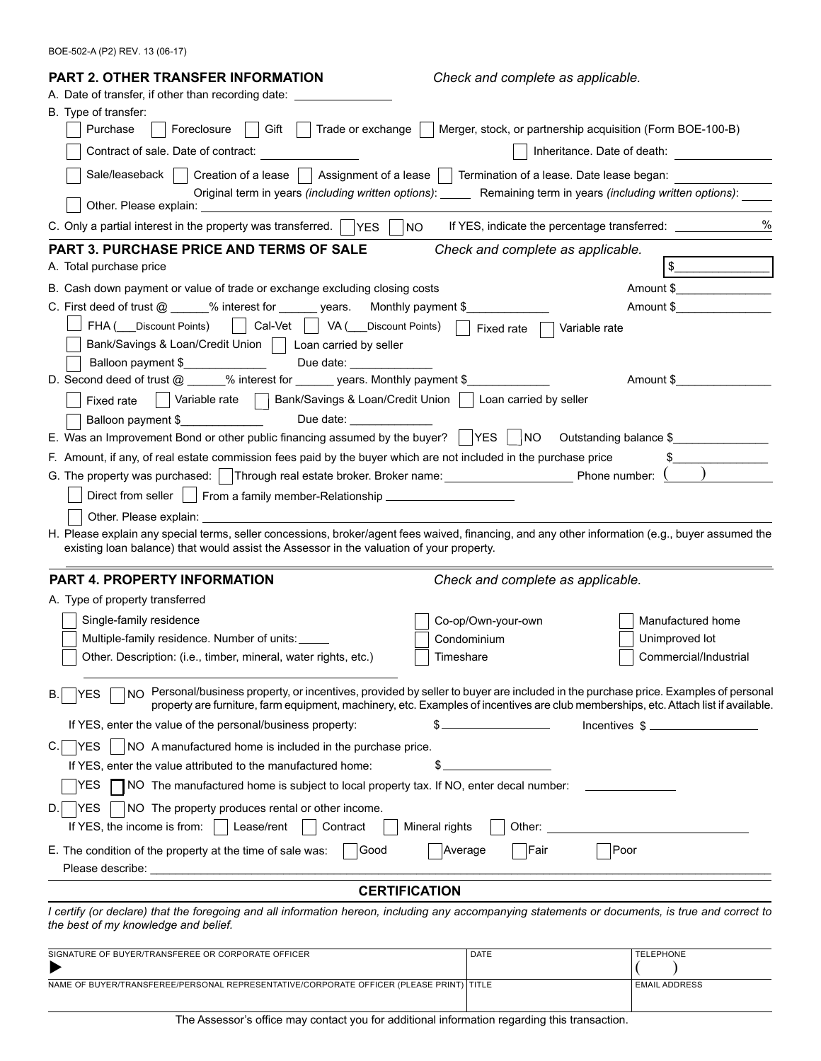BOE-502-A (P2) REV. 13 (06-17)

## PART 2. OTHER TRANSFER INFORMATION

*Check and complete as applicable.*

A. Date of transfer, if other than recording date: ______________

B. Type of transfer:

☐ Purchase ☐ Foreclosure ☐ Gift ☐ Trade or exchange ☐ Merger, stock, or partnership acquisition (Form BOE-100-B)

☐ Contract of sale. Date of contract: ______________ ☐ Inheritance. Date of death: ______________

☐ Sale/leaseback ☐ Creation of a lease ☐ Assignment of a lease ☐ Termination of a lease. Date lease began: ______________

Original term in years *(including written options)*: _____ Remaining term in years *(including written options)*: _____

☐ Other. Please explain: ______________

C. Only a partial interest in the property was transferred. ☐ YES ☐ NO If YES, indicate the percentage transferred: ______________ %

## PART 3. PURCHASE PRICE AND TERMS OF SALE

*Check and complete as applicable.*

A. Total purchase price $______________

B. Cash down payment or value of trade or exchange excluding closing costs Amount $______________

C. First deed of trust @ ______% interest for ______ years. Monthly payment $____________ Amount $______________

☐ FHA (___Discount Points) ☐ Cal-Vet ☐ VA (___Discount Points) ☐ Fixed rate ☐ Variable rate

☐ Bank/Savings & Loan/Credit Union ☐ Loan carried by seller

☐ Balloon payment $____________ Due date: ____________

D. Second deed of trust @ ______% interest for ______ years. Monthly payment $____________ Amount $______________

☐ Fixed rate ☐ Variable rate ☐ Bank/Savings & Loan/Credit Union ☐ Loan carried by seller

☐ Balloon payment $____________ Due date: ____________

E. Was an Improvement Bond or other public financing assumed by the buyer? ☐ YES ☐ NO Outstanding balance $______________

F. Amount, if any, of real estate commission fees paid by the buyer which are not included in the purchase price $______________

G. The property was purchased: ☐ Through real estate broker. Broker name: ______________ Phone number: ( )

☐ Direct from seller ☐ From a family member-Relationship ______________

☐ Other. Please explain: ______________

H. Please explain any special terms, seller concessions, broker/agent fees waived, financing, and any other information (e.g., buyer assumed the existing loan balance) that would assist the Assessor in the valuation of your property.

______________

## PART 4. PROPERTY INFORMATION

*Check and complete as applicable.*

A. Type of property transferred

☐ Single-family residence ☐ Co-op/Own-your-own ☐ Manufactured home

☐ Multiple-family residence. Number of units: _____ ☐ Condominium ☐ Unimproved lot

☐ Other. Description: (i.e., timber, mineral, water rights, etc.) ☐ Timeshare ☐ Commercial/Industrial

______________

B. ☐ YES ☐ NO Personal/business property, or incentives, provided by seller to buyer are included in the purchase price. Examples of personal property are furniture, farm equipment, machinery, etc. Examples of incentives are club memberships, etc. Attach list if available.

If YES, enter the value of the personal/business property: $______________ Incentives $______________

C. ☐ YES ☐ NO A manufactured home is included in the purchase price.

If YES, enter the value attributed to the manufactured home: $______________

☐ YES ☐ NO The manufactured home is subject to local property tax. If NO, enter decal number: ______________

D. ☐ YES ☐ NO The property produces rental or other income.

If YES, the income is from: ☐ Lease/rent ☐ Contract ☐ Mineral rights ☐ Other: ______________

E. The condition of the property at the time of sale was: ☐ Good ☐ Average ☐ Fair ☐ Poor

Please describe: ______________

## CERTIFICATION

*I certify (or declare) that the foregoing and all information hereon, including any accompanying statements or documents, is true and correct to the best of my knowledge and belief.*

| SIGNATURE OF BUYER/TRANSFEREE OR CORPORATE OFFICER | DATE | TELEPHONE |
|---|---|---|
| ▶ | | ( ) |
| NAME OF BUYER/TRANSFEREE/PERSONAL REPRESENTATIVE/CORPORATE OFFICER (PLEASE PRINT) | TITLE | EMAIL ADDRESS |
| | | |

The Assessor's office may contact you for additional information regarding this transaction.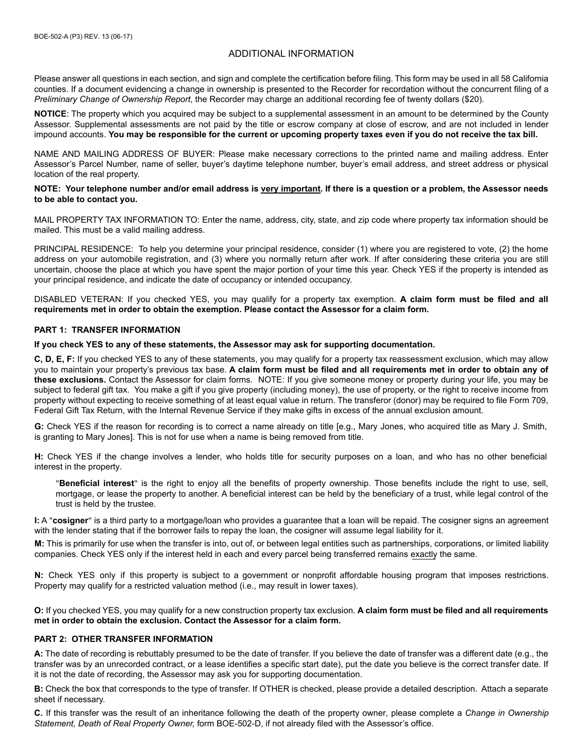## ADDITIONAL INFORMATION

Please answer all questions in each section, and sign and complete the certification before filing. This form may be used in all 58 California counties. If a document evidencing a change in ownership is presented to the Recorder for recordation without the concurrent filing of a *Preliminary Change of Ownership Report*, the Recorder may charge an additional recording fee of twenty dollars ($20).

**NOTICE**: The property which you acquired may be subject to a supplemental assessment in an amount to be determined by the County Assessor. Supplemental assessments are not paid by the title or escrow company at close of escrow, and are not included in lender impound accounts. **You may be responsible for the current or upcoming property taxes even if you do not receive the tax bill.**

NAME AND MAILING ADDRESS OF BUYER: Please make necessary corrections to the printed name and mailing address. Enter Assessor's Parcel Number, name of seller, buyer's daytime telephone number, buyer's email address, and street address or physical location of the real property.

**NOTE: Your telephone number and/or email address is <u>very important</u>. If there is a question or a problem, the Assessor needs to be able to contact you.**

MAIL PROPERTY TAX INFORMATION TO: Enter the name, address, city, state, and zip code where property tax information should be mailed. This must be a valid mailing address.

PRINCIPAL RESIDENCE: To help you determine your principal residence, consider (1) where you are registered to vote, (2) the home address on your automobile registration, and (3) where you normally return after work. If after considering these criteria you are still uncertain, choose the place at which you have spent the major portion of your time this year. Check YES if the property is intended as your principal residence, and indicate the date of occupancy or intended occupancy.

DISABLED VETERAN: If you checked YES, you may qualify for a property tax exemption. **A claim form must be filed and all requirements met in order to obtain the exemption. Please contact the Assessor for a claim form.**

### PART 1: TRANSFER INFORMATION

**If you check YES to any of these statements, the Assessor may ask for supporting documentation.**

**C, D, E, F:** If you checked YES to any of these statements, you may qualify for a property tax reassessment exclusion, which may allow you to maintain your property's previous tax base. **A claim form must be filed and all requirements met in order to obtain any of these exclusions.** Contact the Assessor for claim forms. NOTE: If you give someone money or property during your life, you may be subject to federal gift tax. You make a gift if you give property (including money), the use of property, or the right to receive income from property without expecting to receive something of at least equal value in return. The transferor (donor) may be required to file Form 709, Federal Gift Tax Return, with the Internal Revenue Service if they make gifts in excess of the annual exclusion amount.

**G:** Check YES if the reason for recording is to correct a name already on title [e.g., Mary Jones, who acquired title as Mary J. Smith, is granting to Mary Jones]. This is not for use when a name is being removed from title.

**H:** Check YES if the change involves a lender, who holds title for security purposes on a loan, and who has no other beneficial interest in the property.

> "**Beneficial interest**" is the right to enjoy all the benefits of property ownership. Those benefits include the right to use, sell, mortgage, or lease the property to another. A beneficial interest can be held by the beneficiary of a trust, while legal control of the trust is held by the trustee.

**I:** A "**cosigner**" is a third party to a mortgage/loan who provides a guarantee that a loan will be repaid. The cosigner signs an agreement with the lender stating that if the borrower fails to repay the loan, the cosigner will assume legal liability for it.

**M:** This is primarily for use when the transfer is into, out of, or between legal entities such as partnerships, corporations, or limited liability companies. Check YES only if the interest held in each and every parcel being transferred remains <u>exactly</u> the same.

**N:** Check YES only if this property is subject to a government or nonprofit affordable housing program that imposes restrictions. Property may qualify for a restricted valuation method (i.e., may result in lower taxes).

**O:** If you checked YES, you may qualify for a new construction property tax exclusion. **A claim form must be filed and all requirements met in order to obtain the exclusion. Contact the Assessor for a claim form.**

### PART 2: OTHER TRANSFER INFORMATION

**A:** The date of recording is rebuttably presumed to be the date of transfer. If you believe the date of transfer was a different date (e.g., the transfer was by an unrecorded contract, or a lease identifies a specific start date), put the date you believe is the correct transfer date. If it is not the date of recording, the Assessor may ask you for supporting documentation.

**B:** Check the box that corresponds to the type of transfer. If OTHER is checked, please provide a detailed description. Attach a separate sheet if necessary.

**C.** If this transfer was the result of an inheritance following the death of the property owner, please complete a *Change in Ownership Statement, Death of Real Property Owner,* form BOE-502-D, if not already filed with the Assessor's office.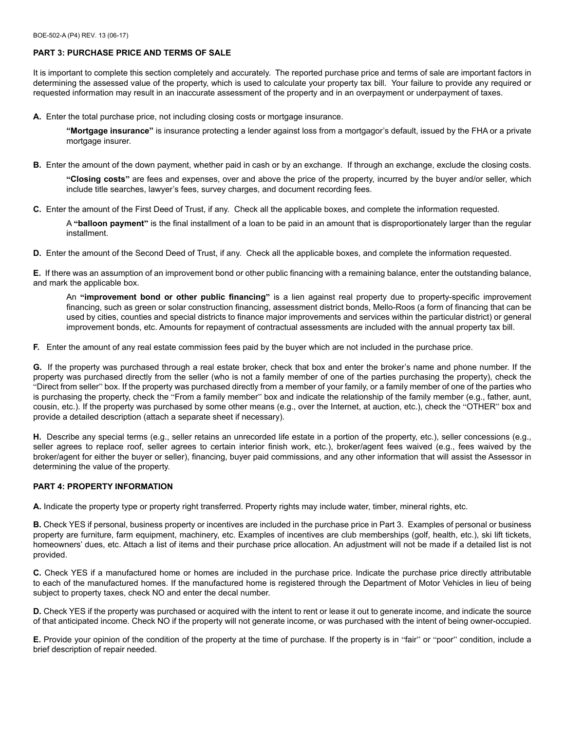## PART 3: PURCHASE PRICE AND TERMS OF SALE

It is important to complete this section completely and accurately. The reported purchase price and terms of sale are important factors in determining the assessed value of the property, which is used to calculate your property tax bill. Your failure to provide any required or requested information may result in an inaccurate assessment of the property and in an overpayment or underpayment of taxes.

**A.** Enter the total purchase price, not including closing costs or mortgage insurance.

> **"Mortgage insurance"** is insurance protecting a lender against loss from a mortgagor's default, issued by the FHA or a private mortgage insurer.

**B.** Enter the amount of the down payment, whether paid in cash or by an exchange. If through an exchange, exclude the closing costs.

> **"Closing costs"** are fees and expenses, over and above the price of the property, incurred by the buyer and/or seller, which include title searches, lawyer's fees, survey charges, and document recording fees.

**C.** Enter the amount of the First Deed of Trust, if any. Check all the applicable boxes, and complete the information requested.

> A **"balloon payment"** is the final installment of a loan to be paid in an amount that is disproportionately larger than the regular installment.

**D.** Enter the amount of the Second Deed of Trust, if any. Check all the applicable boxes, and complete the information requested.

**E.** If there was an assumption of an improvement bond or other public financing with a remaining balance, enter the outstanding balance, and mark the applicable box.

> An **"improvement bond or other public financing"** is a lien against real property due to property-specific improvement financing, such as green or solar construction financing, assessment district bonds, Mello-Roos (a form of financing that can be used by cities, counties and special districts to finance major improvements and services within the particular district) or general improvement bonds, etc. Amounts for repayment of contractual assessments are included with the annual property tax bill.

**F.** Enter the amount of any real estate commission fees paid by the buyer which are not included in the purchase price.

**G.** If the property was purchased through a real estate broker, check that box and enter the broker's name and phone number. If the property was purchased directly from the seller (who is not a family member of one of the parties purchasing the property), check the "Direct from seller" box. If the property was purchased directly from a member of your family, or a family member of one of the parties who is purchasing the property, check the "From a family member" box and indicate the relationship of the family member (e.g., father, aunt, cousin, etc.). If the property was purchased by some other means (e.g., over the Internet, at auction, etc.), check the "OTHER" box and provide a detailed description (attach a separate sheet if necessary).

**H.** Describe any special terms (e.g., seller retains an unrecorded life estate in a portion of the property, etc.), seller concessions (e.g., seller agrees to replace roof, seller agrees to certain interior finish work, etc.), broker/agent fees waived (e.g., fees waived by the broker/agent for either the buyer or seller), financing, buyer paid commissions, and any other information that will assist the Assessor in determining the value of the property.

## PART 4: PROPERTY INFORMATION

**A.** Indicate the property type or property right transferred. Property rights may include water, timber, mineral rights, etc.

**B.** Check YES if personal, business property or incentives are included in the purchase price in Part 3. Examples of personal or business property are furniture, farm equipment, machinery, etc. Examples of incentives are club memberships (golf, health, etc.), ski lift tickets, homeowners' dues, etc. Attach a list of items and their purchase price allocation. An adjustment will not be made if a detailed list is not provided.

**C.** Check YES if a manufactured home or homes are included in the purchase price. Indicate the purchase price directly attributable to each of the manufactured homes. If the manufactured home is registered through the Department of Motor Vehicles in lieu of being subject to property taxes, check NO and enter the decal number.

**D.** Check YES if the property was purchased or acquired with the intent to rent or lease it out to generate income, and indicate the source of that anticipated income. Check NO if the property will not generate income, or was purchased with the intent of being owner-occupied.

**E.** Provide your opinion of the condition of the property at the time of purchase. If the property is in "fair" or "poor" condition, include a brief description of repair needed.